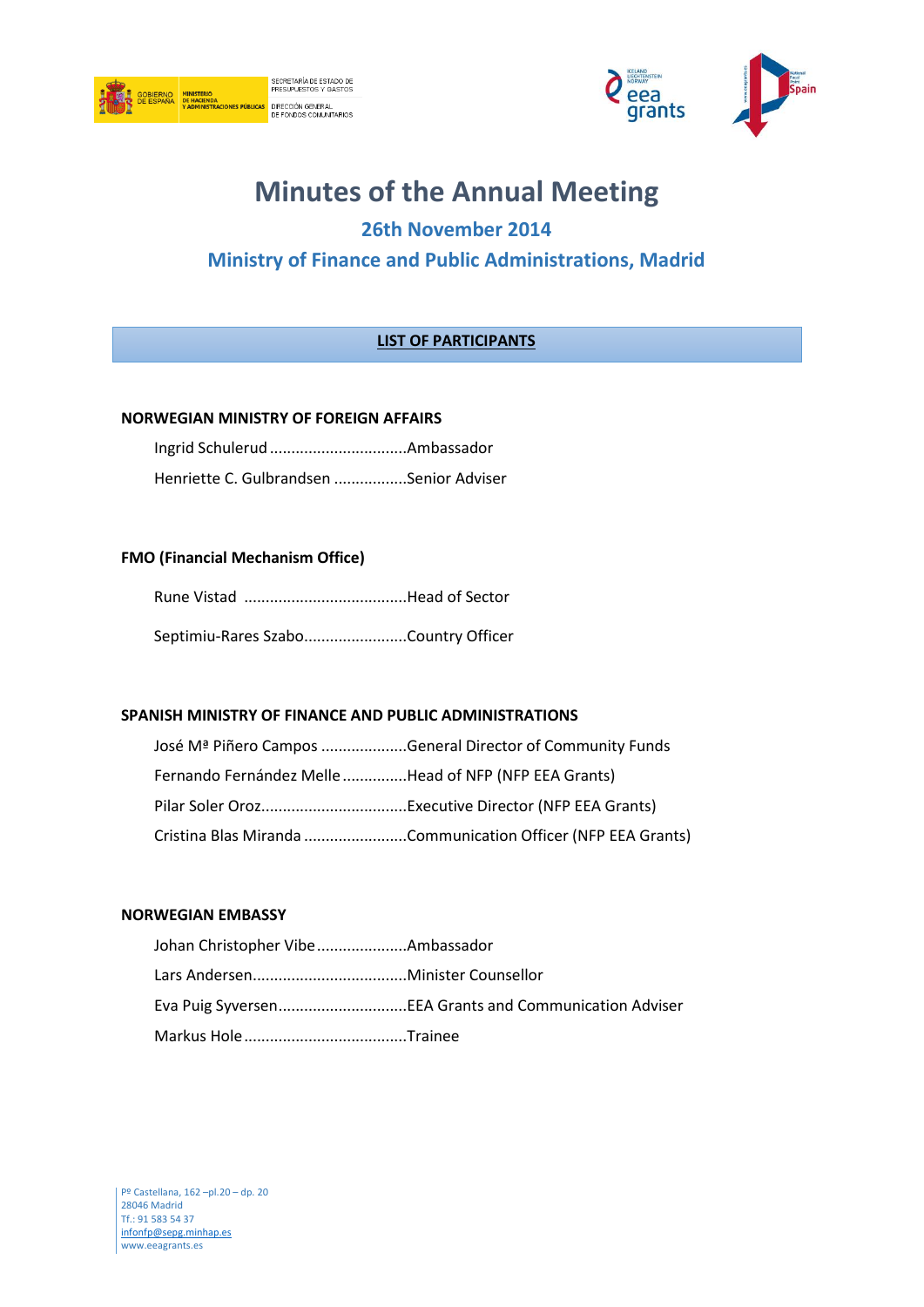# Minutes of the Annual Meeting

## 26th November 2014

## Ministry of Finance and Public Administrations, Madrid

**LIST OF PARTICIPANTS**

**NORWEGIAN MINISTRY OF FOREIGN AFFAIRS**

Ingrid Schulerud ................................Ambassador

Henriette C. Gulbrandsen .................Senior Adviser

**FMO (Financial Mechanism Office)**

Rune Vistad ......................................Head of Sector

Septimiu-Rares Szabo........................Country Officer

**SPANISH MINISTRY OF FINANCE AND PUBLIC ADMINISTRATIONS**

José Mª Piñero Campos ....................General Director of Community Funds

Fernando Fernández Melle ...............Head of NFP (NFP EEA Grants)

Pilar Soler Oroz.................................Executive Director (NFP EEA Grants)

Cristina Blas Miranda ........................Communication Officer (NFP EEA Grants)

**NORWEGIAN EMBASSY**

Johan Christopher Vibe .....................Ambassador

Lars Andersen....................................Minister Counsellor

Eva Puig Syversen..............................EEA Grants and Communication Adviser

Markus Hole ......................................Trainee

Pº Castellana, 162 –pl.20 – dp. 20
28046 Madrid
Tf.: 91 583 54 37
infonfp@sepg.minhap.es
www.eeagrants.es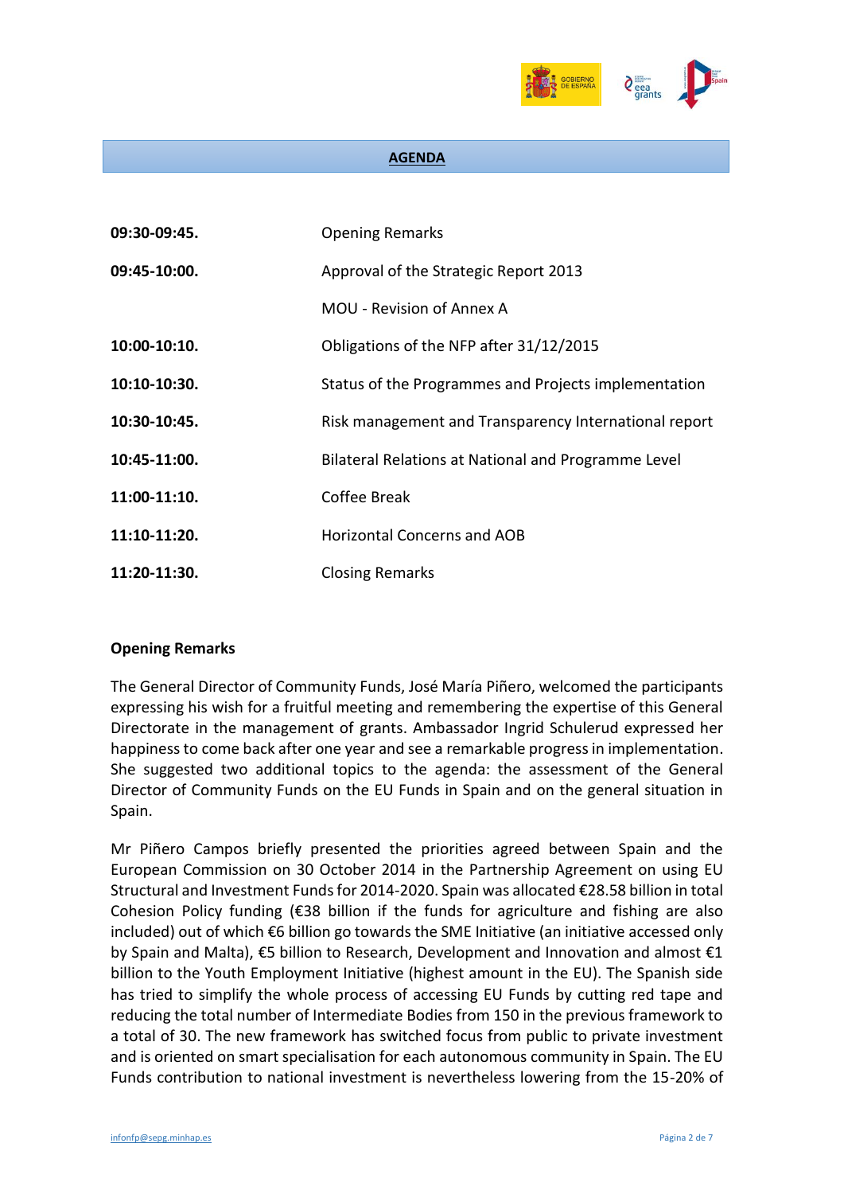## AGENDA

| | |
|---|---|
| **09:30-09:45.** | Opening Remarks |
| **09:45-10:00.** | Approval of the Strategic Report 2013 |
| | MOU - Revision of Annex A |
| **10:00-10:10.** | Obligations of the NFP after 31/12/2015 |
| **10:10-10:30.** | Status of the Programmes and Projects implementation |
| **10:30-10:45.** | Risk management and Transparency International report |
| **10:45-11:00.** | Bilateral Relations at National and Programme Level |
| **11:00-11:10.** | Coffee Break |
| **11:10-11:20.** | Horizontal Concerns and AOB |
| **11:20-11:30.** | Closing Remarks |

**Opening Remarks**

The General Director of Community Funds, José María Piñero, welcomed the participants expressing his wish for a fruitful meeting and remembering the expertise of this General Directorate in the management of grants. Ambassador Ingrid Schulerud expressed her happiness to come back after one year and see a remarkable progress in implementation. She suggested two additional topics to the agenda: the assessment of the General Director of Community Funds on the EU Funds in Spain and on the general situation in Spain.

Mr Piñero Campos briefly presented the priorities agreed between Spain and the European Commission on 30 October 2014 in the Partnership Agreement on using EU Structural and Investment Funds for 2014-2020. Spain was allocated €28.58 billion in total Cohesion Policy funding (€38 billion if the funds for agriculture and fishing are also included) out of which €6 billion go towards the SME Initiative (an initiative accessed only by Spain and Malta), €5 billion to Research, Development and Innovation and almost €1 billion to the Youth Employment Initiative (highest amount in the EU). The Spanish side has tried to simplify the whole process of accessing EU Funds by cutting red tape and reducing the total number of Intermediate Bodies from 150 in the previous framework to a total of 30. The new framework has switched focus from public to private investment and is oriented on smart specialisation for each autonomous community in Spain. The EU Funds contribution to national investment is nevertheless lowering from the 15-20% of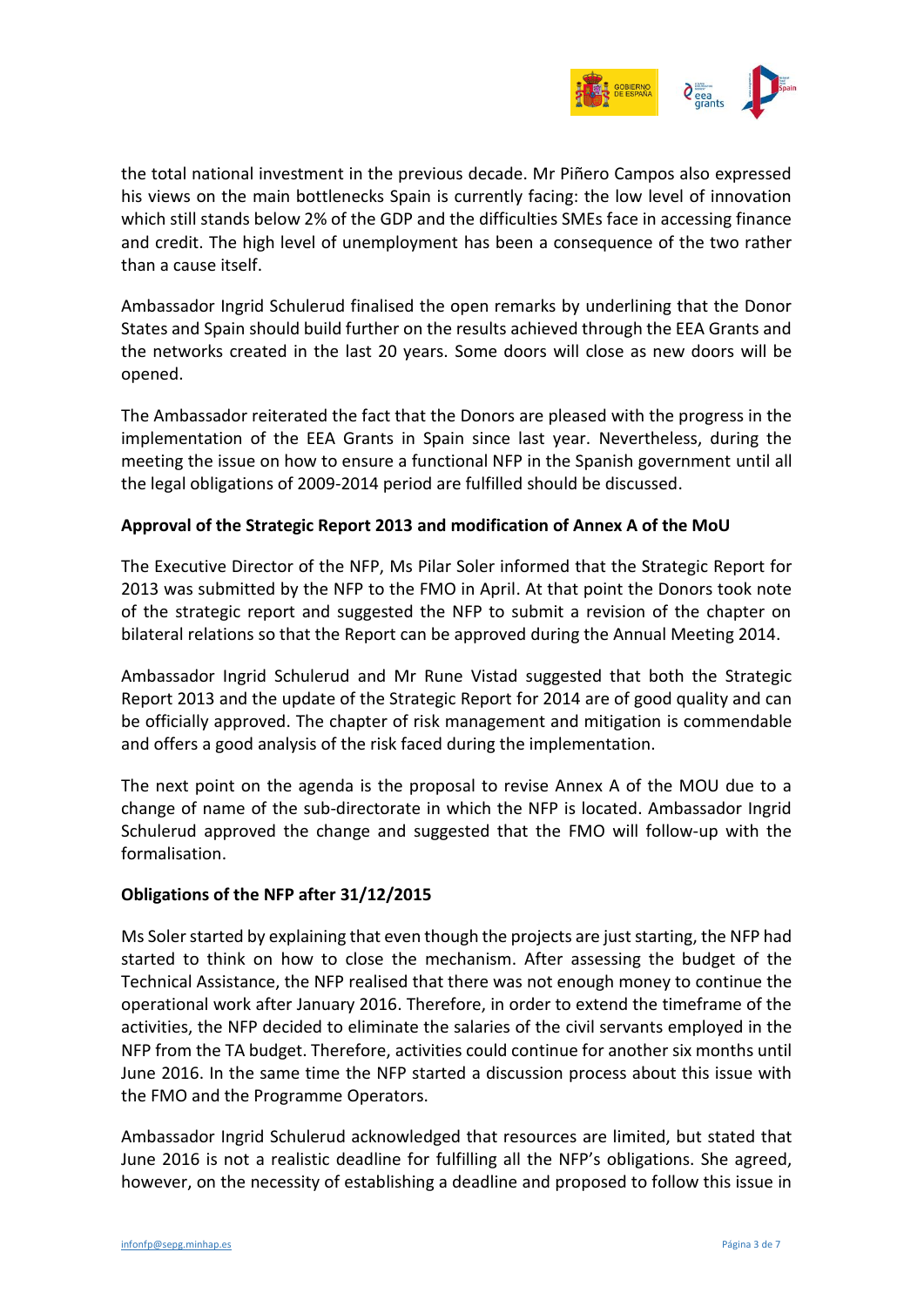the total national investment in the previous decade. Mr Piñero Campos also expressed his views on the main bottlenecks Spain is currently facing: the low level of innovation which still stands below 2% of the GDP and the difficulties SMEs face in accessing finance and credit. The high level of unemployment has been a consequence of the two rather than a cause itself.

Ambassador Ingrid Schulerud finalised the open remarks by underlining that the Donor States and Spain should build further on the results achieved through the EEA Grants and the networks created in the last 20 years. Some doors will close as new doors will be opened.

The Ambassador reiterated the fact that the Donors are pleased with the progress in the implementation of the EEA Grants in Spain since last year. Nevertheless, during the meeting the issue on how to ensure a functional NFP in the Spanish government until all the legal obligations of 2009-2014 period are fulfilled should be discussed.

**Approval of the Strategic Report 2013 and modification of Annex A of the MoU**

The Executive Director of the NFP, Ms Pilar Soler informed that the Strategic Report for 2013 was submitted by the NFP to the FMO in April. At that point the Donors took note of the strategic report and suggested the NFP to submit a revision of the chapter on bilateral relations so that the Report can be approved during the Annual Meeting 2014.

Ambassador Ingrid Schulerud and Mr Rune Vistad suggested that both the Strategic Report 2013 and the update of the Strategic Report for 2014 are of good quality and can be officially approved. The chapter of risk management and mitigation is commendable and offers a good analysis of the risk faced during the implementation.

The next point on the agenda is the proposal to revise Annex A of the MOU due to a change of name of the sub-directorate in which the NFP is located. Ambassador Ingrid Schulerud approved the change and suggested that the FMO will follow-up with the formalisation.

**Obligations of the NFP after 31/12/2015**

Ms Soler started by explaining that even though the projects are just starting, the NFP had started to think on how to close the mechanism. After assessing the budget of the Technical Assistance, the NFP realised that there was not enough money to continue the operational work after January 2016. Therefore, in order to extend the timeframe of the activities, the NFP decided to eliminate the salaries of the civil servants employed in the NFP from the TA budget. Therefore, activities could continue for another six months until June 2016. In the same time the NFP started a discussion process about this issue with the FMO and the Programme Operators.

Ambassador Ingrid Schulerud acknowledged that resources are limited, but stated that June 2016 is not a realistic deadline for fulfilling all the NFP's obligations. She agreed, however, on the necessity of establishing a deadline and proposed to follow this issue in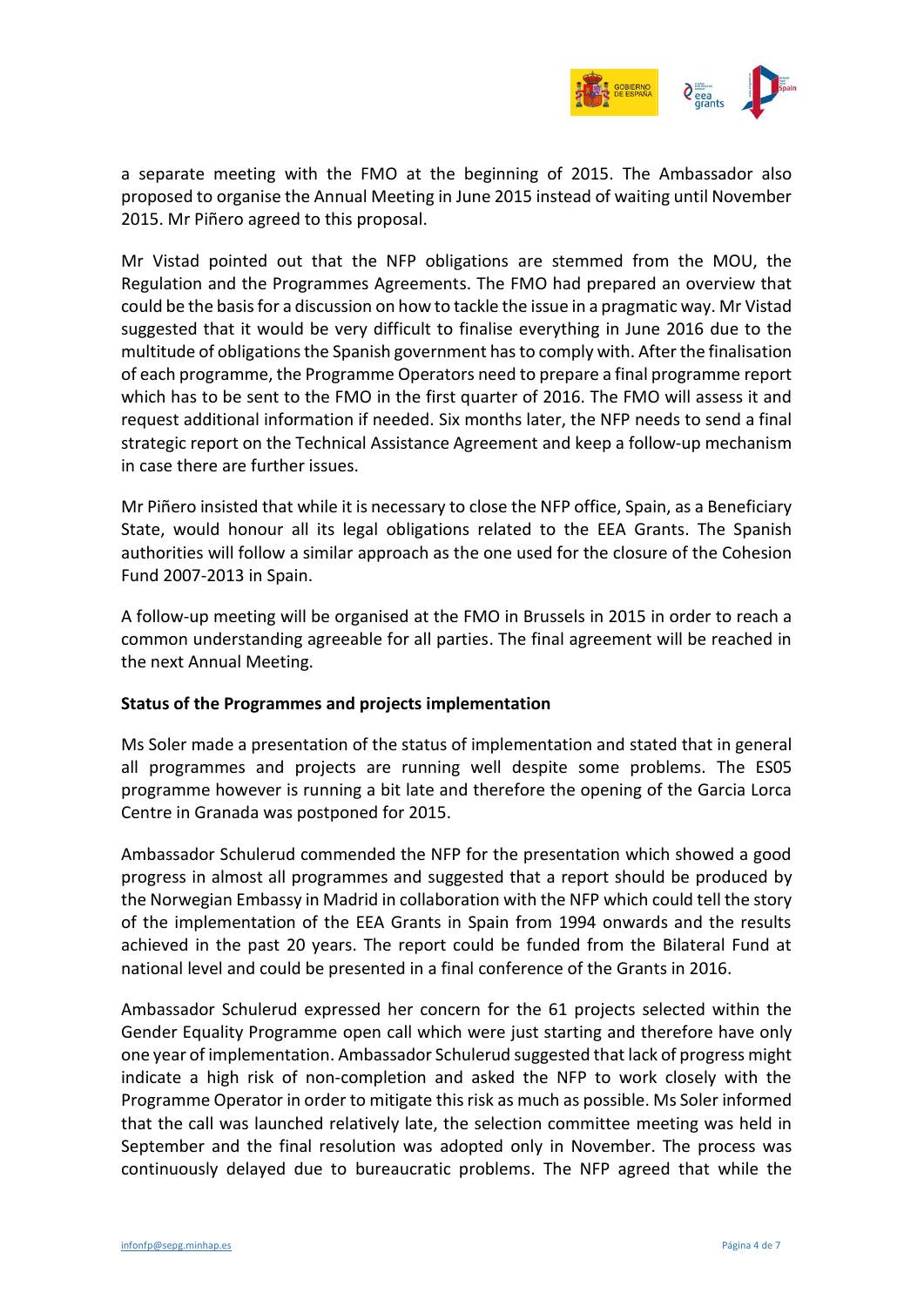a separate meeting with the FMO at the beginning of 2015. The Ambassador also proposed to organise the Annual Meeting in June 2015 instead of waiting until November 2015. Mr Piñero agreed to this proposal.

Mr Vistad pointed out that the NFP obligations are stemmed from the MOU, the Regulation and the Programmes Agreements. The FMO had prepared an overview that could be the basis for a discussion on how to tackle the issue in a pragmatic way. Mr Vistad suggested that it would be very difficult to finalise everything in June 2016 due to the multitude of obligations the Spanish government has to comply with. After the finalisation of each programme, the Programme Operators need to prepare a final programme report which has to be sent to the FMO in the first quarter of 2016. The FMO will assess it and request additional information if needed. Six months later, the NFP needs to send a final strategic report on the Technical Assistance Agreement and keep a follow-up mechanism in case there are further issues.

Mr Piñero insisted that while it is necessary to close the NFP office, Spain, as a Beneficiary State, would honour all its legal obligations related to the EEA Grants. The Spanish authorities will follow a similar approach as the one used for the closure of the Cohesion Fund 2007-2013 in Spain.

A follow-up meeting will be organised at the FMO in Brussels in 2015 in order to reach a common understanding agreeable for all parties. The final agreement will be reached in the next Annual Meeting.

**Status of the Programmes and projects implementation**

Ms Soler made a presentation of the status of implementation and stated that in general all programmes and projects are running well despite some problems. The ES05 programme however is running a bit late and therefore the opening of the Garcia Lorca Centre in Granada was postponed for 2015.

Ambassador Schulerud commended the NFP for the presentation which showed a good progress in almost all programmes and suggested that a report should be produced by the Norwegian Embassy in Madrid in collaboration with the NFP which could tell the story of the implementation of the EEA Grants in Spain from 1994 onwards and the results achieved in the past 20 years. The report could be funded from the Bilateral Fund at national level and could be presented in a final conference of the Grants in 2016.

Ambassador Schulerud expressed her concern for the 61 projects selected within the Gender Equality Programme open call which were just starting and therefore have only one year of implementation. Ambassador Schulerud suggested that lack of progress might indicate a high risk of non-completion and asked the NFP to work closely with the Programme Operator in order to mitigate this risk as much as possible. Ms Soler informed that the call was launched relatively late, the selection committee meeting was held in September and the final resolution was adopted only in November. The process was continuously delayed due to bureaucratic problems. The NFP agreed that while the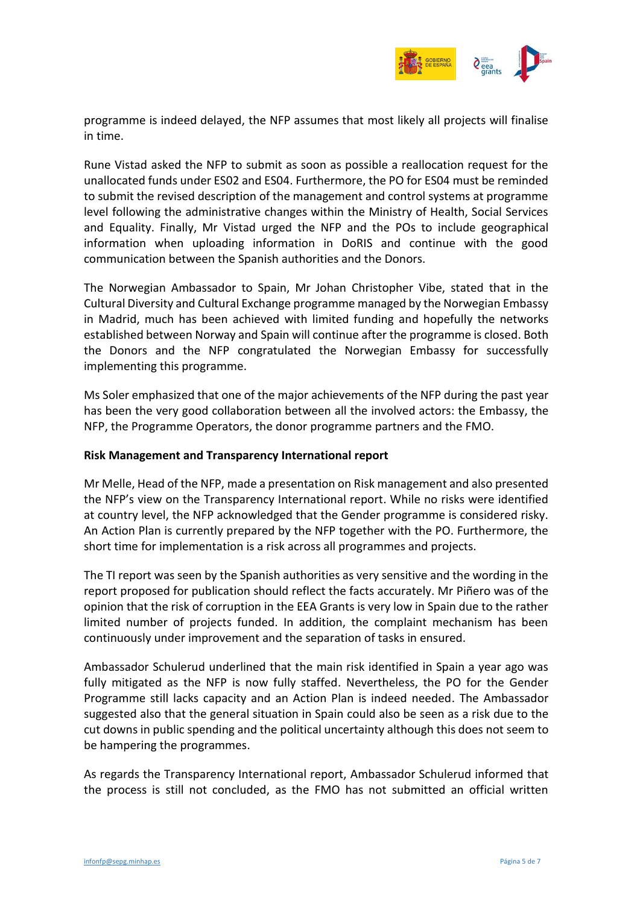programme is indeed delayed, the NFP assumes that most likely all projects will finalise in time.

Rune Vistad asked the NFP to submit as soon as possible a reallocation request for the unallocated funds under ES02 and ES04. Furthermore, the PO for ES04 must be reminded to submit the revised description of the management and control systems at programme level following the administrative changes within the Ministry of Health, Social Services and Equality. Finally, Mr Vistad urged the NFP and the POs to include geographical information when uploading information in DoRIS and continue with the good communication between the Spanish authorities and the Donors.

The Norwegian Ambassador to Spain, Mr Johan Christopher Vibe, stated that in the Cultural Diversity and Cultural Exchange programme managed by the Norwegian Embassy in Madrid, much has been achieved with limited funding and hopefully the networks established between Norway and Spain will continue after the programme is closed. Both the Donors and the NFP congratulated the Norwegian Embassy for successfully implementing this programme.

Ms Soler emphasized that one of the major achievements of the NFP during the past year has been the very good collaboration between all the involved actors: the Embassy, the NFP, the Programme Operators, the donor programme partners and the FMO.

**Risk Management and Transparency International report**

Mr Melle, Head of the NFP, made a presentation on Risk management and also presented the NFP's view on the Transparency International report. While no risks were identified at country level, the NFP acknowledged that the Gender programme is considered risky. An Action Plan is currently prepared by the NFP together with the PO. Furthermore, the short time for implementation is a risk across all programmes and projects.

The TI report was seen by the Spanish authorities as very sensitive and the wording in the report proposed for publication should reflect the facts accurately. Mr Piñero was of the opinion that the risk of corruption in the EEA Grants is very low in Spain due to the rather limited number of projects funded. In addition, the complaint mechanism has been continuously under improvement and the separation of tasks in ensured.

Ambassador Schulerud underlined that the main risk identified in Spain a year ago was fully mitigated as the NFP is now fully staffed. Nevertheless, the PO for the Gender Programme still lacks capacity and an Action Plan is indeed needed. The Ambassador suggested also that the general situation in Spain could also be seen as a risk due to the cut downs in public spending and the political uncertainty although this does not seem to be hampering the programmes.

As regards the Transparency International report, Ambassador Schulerud informed that the process is still not concluded, as the FMO has not submitted an official written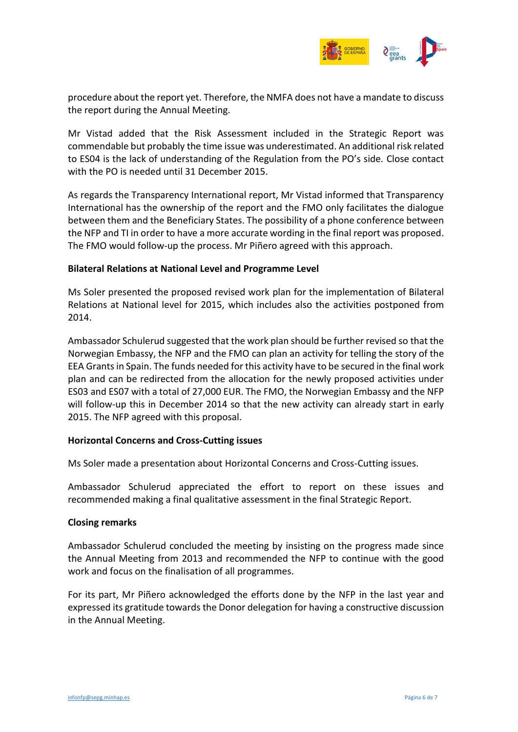procedure about the report yet. Therefore, the NMFA does not have a mandate to discuss the report during the Annual Meeting.

Mr Vistad added that the Risk Assessment included in the Strategic Report was commendable but probably the time issue was underestimated. An additional risk related to ES04 is the lack of understanding of the Regulation from the PO's side. Close contact with the PO is needed until 31 December 2015.

As regards the Transparency International report, Mr Vistad informed that Transparency International has the ownership of the report and the FMO only facilitates the dialogue between them and the Beneficiary States. The possibility of a phone conference between the NFP and TI in order to have a more accurate wording in the final report was proposed. The FMO would follow-up the process. Mr Piñero agreed with this approach.

**Bilateral Relations at National Level and Programme Level**

Ms Soler presented the proposed revised work plan for the implementation of Bilateral Relations at National level for 2015, which includes also the activities postponed from 2014.

Ambassador Schulerud suggested that the work plan should be further revised so that the Norwegian Embassy, the NFP and the FMO can plan an activity for telling the story of the EEA Grants in Spain. The funds needed for this activity have to be secured in the final work plan and can be redirected from the allocation for the newly proposed activities under ES03 and ES07 with a total of 27,000 EUR. The FMO, the Norwegian Embassy and the NFP will follow-up this in December 2014 so that the new activity can already start in early 2015. The NFP agreed with this proposal.

**Horizontal Concerns and Cross-Cutting issues**

Ms Soler made a presentation about Horizontal Concerns and Cross-Cutting issues.

Ambassador Schulerud appreciated the effort to report on these issues and recommended making a final qualitative assessment in the final Strategic Report.

**Closing remarks**

Ambassador Schulerud concluded the meeting by insisting on the progress made since the Annual Meeting from 2013 and recommended the NFP to continue with the good work and focus on the finalisation of all programmes.

For its part, Mr Piñero acknowledged the efforts done by the NFP in the last year and expressed its gratitude towards the Donor delegation for having a constructive discussion in the Annual Meeting.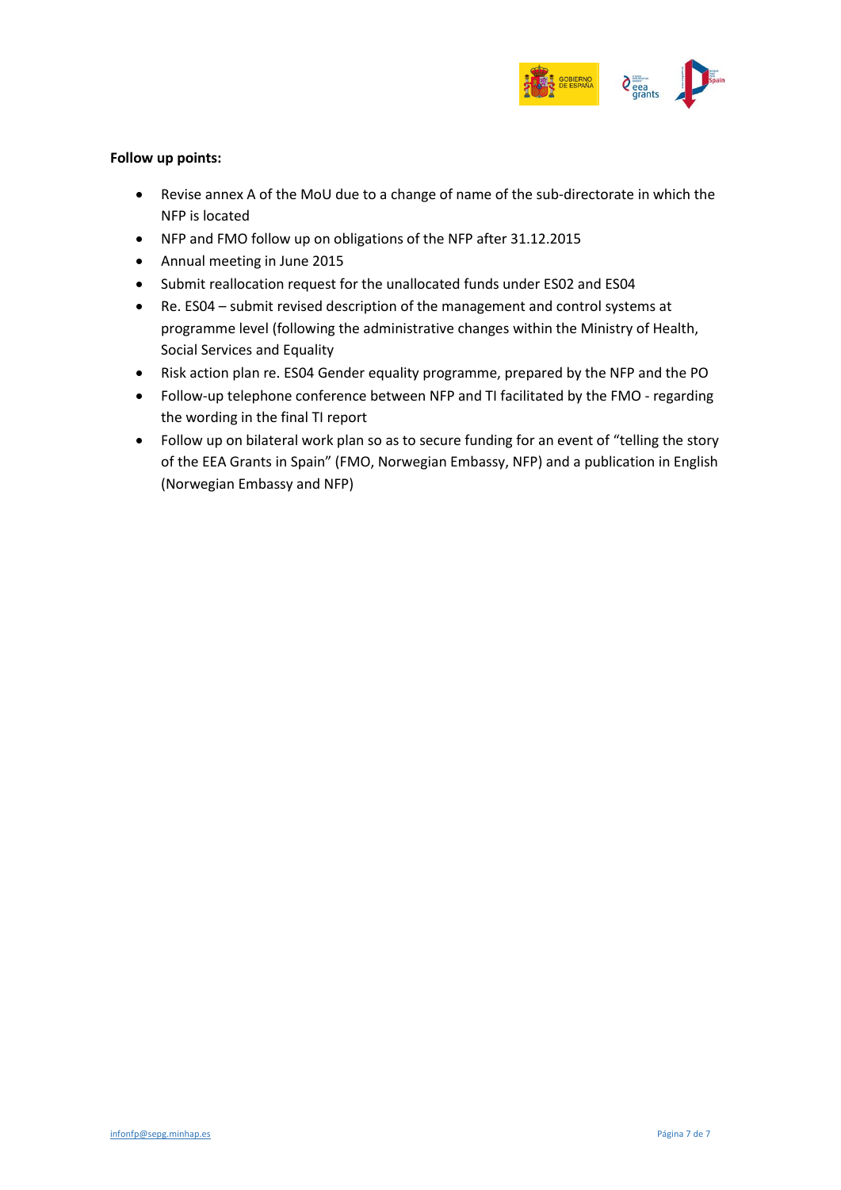**Follow up points:**

- Revise annex A of the MoU due to a change of name of the sub-directorate in which the NFP is located
- NFP and FMO follow up on obligations of the NFP after 31.12.2015
- Annual meeting in June 2015
- Submit reallocation request for the unallocated funds under ES02 and ES04
- Re. ES04 – submit revised description of the management and control systems at programme level (following the administrative changes within the Ministry of Health, Social Services and Equality
- Risk action plan re. ES04 Gender equality programme, prepared by the NFP and the PO
- Follow-up telephone conference between NFP and TI facilitated by the FMO - regarding the wording in the final TI report
- Follow up on bilateral work plan so as to secure funding for an event of "telling the story of the EEA Grants in Spain" (FMO, Norwegian Embassy, NFP) and a publication in English (Norwegian Embassy and NFP)

infonfp@sepg.minhap.es